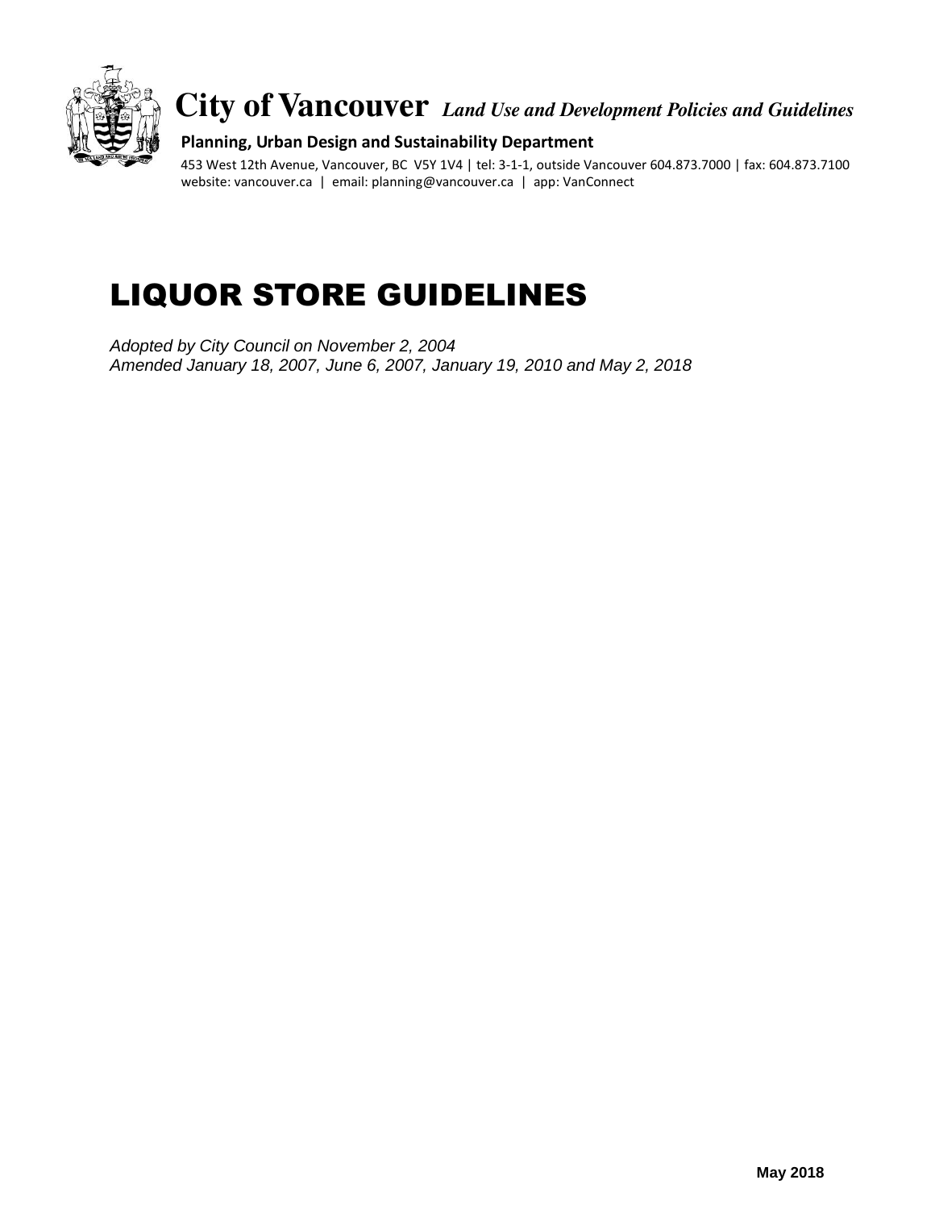**City of Vancouver** *Land Use and Development Policies and Guidelines*

**Planning, Urban Design and Sustainability Department**

453 West 12th Avenue, Vancouver, BC V5Y 1V4 | tel: 3-1-1, outside Vancouver 604.873.7000 | fax: 604.873.7100
website: vancouver.ca | email: planning@vancouver.ca | app: VanConnect

# LIQUOR STORE GUIDELINES

*Adopted by City Council on November 2, 2004*
*Amended January 18, 2007, June 6, 2007, January 19, 2010 and May 2, 2018*

**May 2018**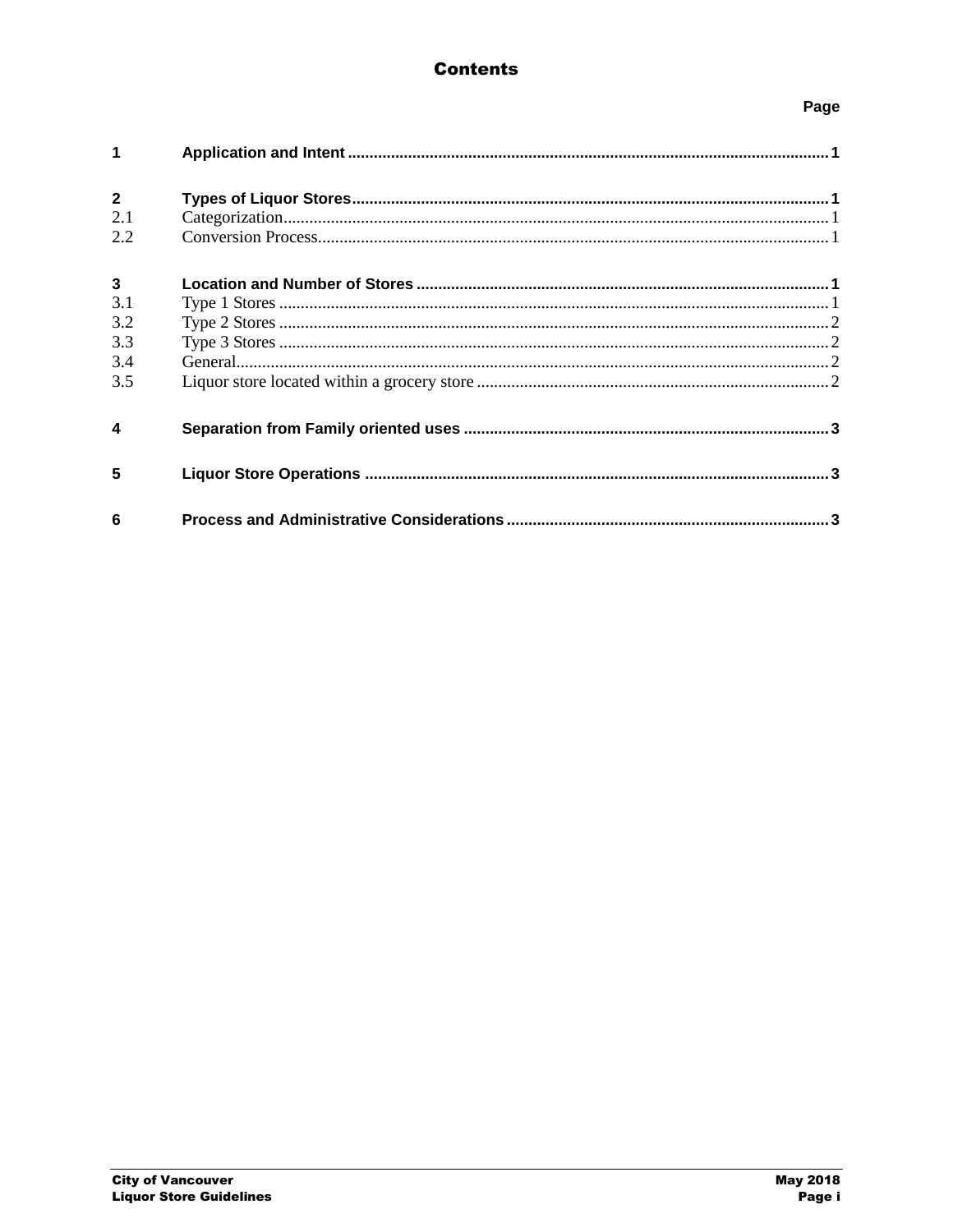# Contents

| | | Page |
|---|---|---|
| **1** | **Application and Intent** | **1** |
| **2** | **Types of Liquor Stores** | **1** |
| 2.1 | Categorization | 1 |
| 2.2 | Conversion Process | 1 |
| **3** | **Location and Number of Stores** | **1** |
| 3.1 | Type 1 Stores | 1 |
| 3.2 | Type 2 Stores | 2 |
| 3.3 | Type 3 Stores | 2 |
| 3.4 | General | 2 |
| 3.5 | Liquor store located within a grocery store | 2 |
| **4** | **Separation from Family oriented uses** | **3** |
| **5** | **Liquor Store Operations** | **3** |
| **6** | **Process and Administrative Considerations** | **3** |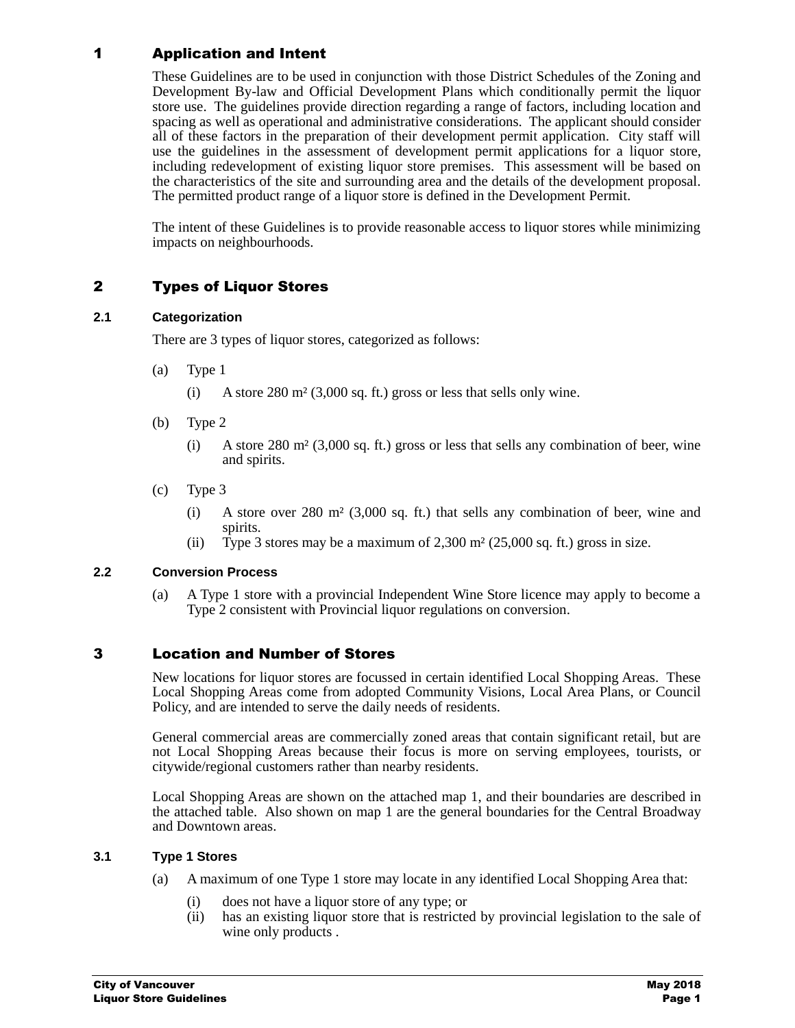# 1 Application and Intent

These Guidelines are to be used in conjunction with those District Schedules of the Zoning and Development By-law and Official Development Plans which conditionally permit the liquor store use. The guidelines provide direction regarding a range of factors, including location and spacing as well as operational and administrative considerations. The applicant should consider all of these factors in the preparation of their development permit application. City staff will use the guidelines in the assessment of development permit applications for a liquor store, including redevelopment of existing liquor store premises. This assessment will be based on the characteristics of the site and surrounding area and the details of the development proposal. The permitted product range of a liquor store is defined in the Development Permit.

The intent of these Guidelines is to provide reasonable access to liquor stores while minimizing impacts on neighbourhoods.

# 2 Types of Liquor Stores

## 2.1 Categorization

There are 3 types of liquor stores, categorized as follows:

(a) Type 1

(i) A store 280 m² (3,000 sq. ft.) gross or less that sells only wine.

(b) Type 2

(i) A store 280 m² (3,000 sq. ft.) gross or less that sells any combination of beer, wine and spirits.

(c) Type 3

(i) A store over 280 m² (3,000 sq. ft.) that sells any combination of beer, wine and spirits.
(ii) Type 3 stores may be a maximum of 2,300 m² (25,000 sq. ft.) gross in size.

## 2.2 Conversion Process

(a) A Type 1 store with a provincial Independent Wine Store licence may apply to become a Type 2 consistent with Provincial liquor regulations on conversion.

# 3 Location and Number of Stores

New locations for liquor stores are focussed in certain identified Local Shopping Areas. These Local Shopping Areas come from adopted Community Visions, Local Area Plans, or Council Policy, and are intended to serve the daily needs of residents.

General commercial areas are commercially zoned areas that contain significant retail, but are not Local Shopping Areas because their focus is more on serving employees, tourists, or citywide/regional customers rather than nearby residents.

Local Shopping Areas are shown on the attached map 1, and their boundaries are described in the attached table. Also shown on map 1 are the general boundaries for the Central Broadway and Downtown areas.

## 3.1 Type 1 Stores

(a) A maximum of one Type 1 store may locate in any identified Local Shopping Area that:

(i) does not have a liquor store of any type; or
(ii) has an existing liquor store that is restricted by provincial legislation to the sale of wine only products .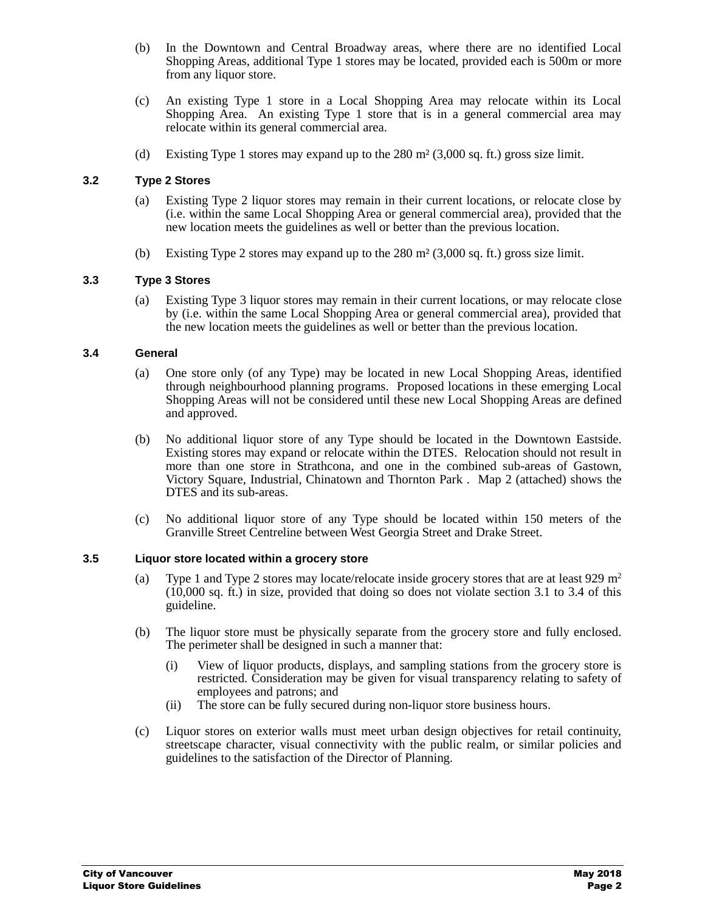(b) In the Downtown and Central Broadway areas, where there are no identified Local Shopping Areas, additional Type 1 stores may be located, provided each is 500m or more from any liquor store.

(c) An existing Type 1 store in a Local Shopping Area may relocate within its Local Shopping Area. An existing Type 1 store that is in a general commercial area may relocate within its general commercial area.

(d) Existing Type 1 stores may expand up to the 280 m² (3,000 sq. ft.) gross size limit.

### 3.2 Type 2 Stores

(a) Existing Type 2 liquor stores may remain in their current locations, or relocate close by (i.e. within the same Local Shopping Area or general commercial area), provided that the new location meets the guidelines as well or better than the previous location.

(b) Existing Type 2 stores may expand up to the 280 m² (3,000 sq. ft.) gross size limit.

### 3.3 Type 3 Stores

(a) Existing Type 3 liquor stores may remain in their current locations, or may relocate close by (i.e. within the same Local Shopping Area or general commercial area), provided that the new location meets the guidelines as well or better than the previous location.

### 3.4 General

(a) One store only (of any Type) may be located in new Local Shopping Areas, identified through neighbourhood planning programs. Proposed locations in these emerging Local Shopping Areas will not be considered until these new Local Shopping Areas are defined and approved.

(b) No additional liquor store of any Type should be located in the Downtown Eastside. Existing stores may expand or relocate within the DTES. Relocation should not result in more than one store in Strathcona, and one in the combined sub-areas of Gastown, Victory Square, Industrial, Chinatown and Thornton Park . Map 2 (attached) shows the DTES and its sub-areas.

(c) No additional liquor store of any Type should be located within 150 meters of the Granville Street Centreline between West Georgia Street and Drake Street.

### 3.5 Liquor store located within a grocery store

(a) Type 1 and Type 2 stores may locate/relocate inside grocery stores that are at least 929 $m^2$ (10,000 sq. ft.) in size, provided that doing so does not violate section 3.1 to 3.4 of this guideline.

(b) The liquor store must be physically separate from the grocery store and fully enclosed. The perimeter shall be designed in such a manner that:

   (i) View of liquor products, displays, and sampling stations from the grocery store is restricted. Consideration may be given for visual transparency relating to safety of employees and patrons; and
   
   (ii) The store can be fully secured during non-liquor store business hours.

(c) Liquor stores on exterior walls must meet urban design objectives for retail continuity, streetscape character, visual connectivity with the public realm, or similar policies and guidelines to the satisfaction of the Director of Planning.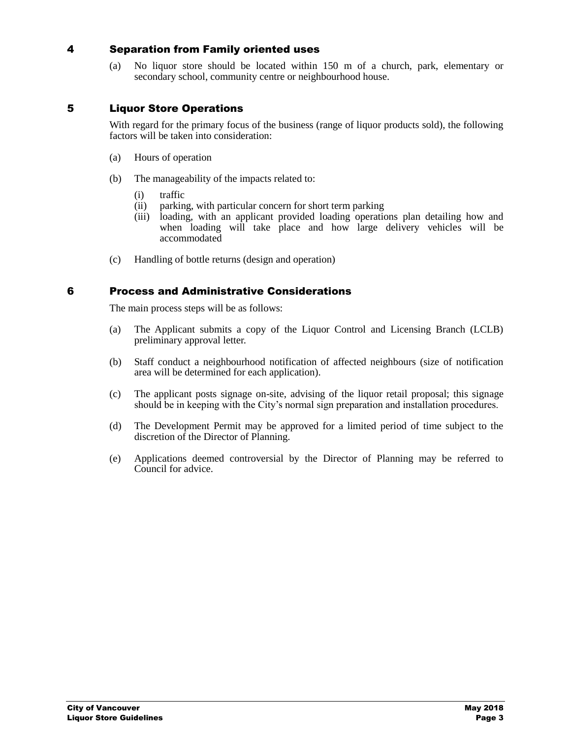## 4 Separation from Family oriented uses

(a) No liquor store should be located within 150 m of a church, park, elementary or secondary school, community centre or neighbourhood house.

## 5 Liquor Store Operations

With regard for the primary focus of the business (range of liquor products sold), the following factors will be taken into consideration:

(a) Hours of operation

(b) The manageability of the impacts related to:

   (i) traffic
   (ii) parking, with particular concern for short term parking
   (iii) loading, with an applicant provided loading operations plan detailing how and when loading will take place and how large delivery vehicles will be accommodated

(c) Handling of bottle returns (design and operation)

## 6 Process and Administrative Considerations

The main process steps will be as follows:

(a) The Applicant submits a copy of the Liquor Control and Licensing Branch (LCLB) preliminary approval letter.

(b) Staff conduct a neighbourhood notification of affected neighbours (size of notification area will be determined for each application).

(c) The applicant posts signage on-site, advising of the liquor retail proposal; this signage should be in keeping with the City's normal sign preparation and installation procedures.

(d) The Development Permit may be approved for a limited period of time subject to the discretion of the Director of Planning.

(e) Applications deemed controversial by the Director of Planning may be referred to Council for advice.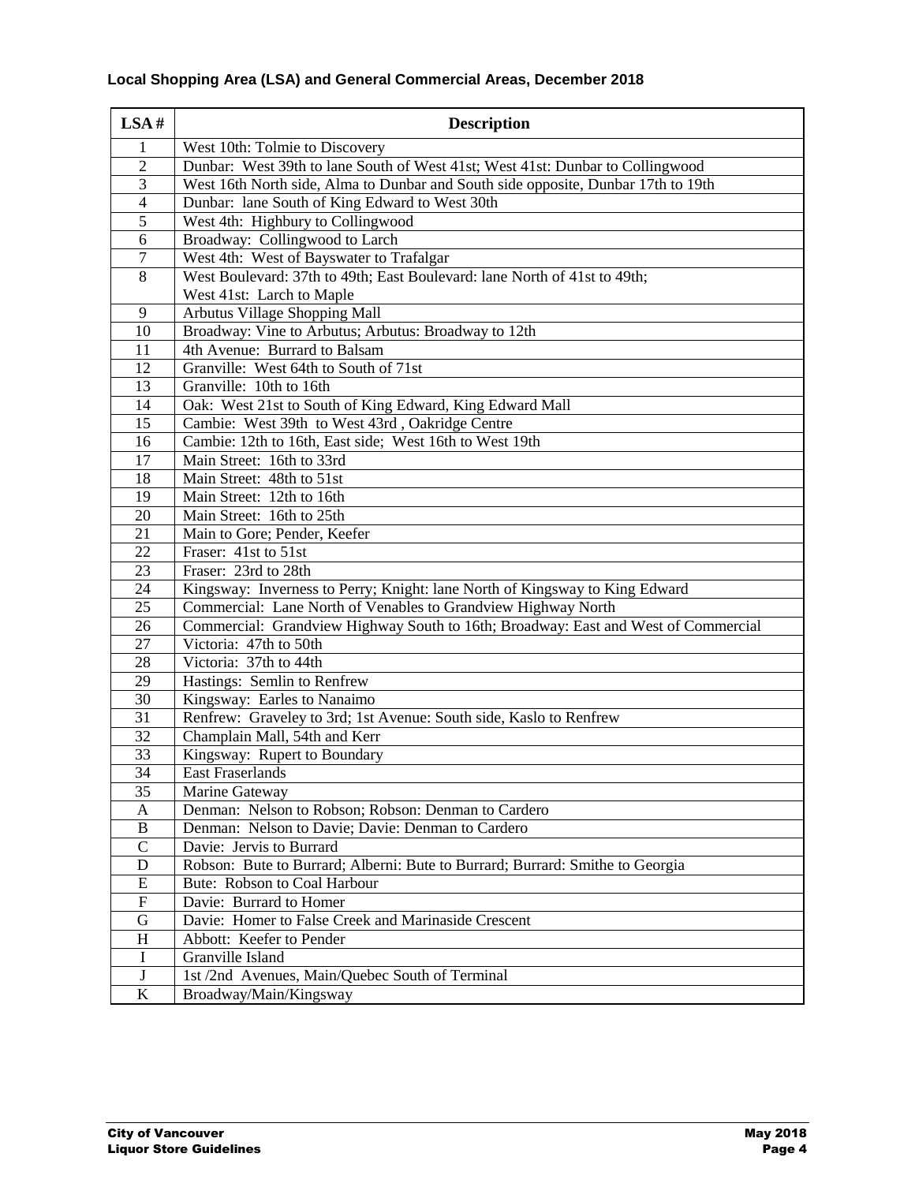**Local Shopping Area (LSA) and General Commercial Areas, December 2018**

| LSA # | Description |
|---|---|
| 1 | West 10th: Tolmie to Discovery |
| 2 | Dunbar: West 39th to lane South of West 41st; West 41st: Dunbar to Collingwood |
| 3 | West 16th North side, Alma to Dunbar and South side opposite, Dunbar 17th to 19th |
| 4 | Dunbar: lane South of King Edward to West 30th |
| 5 | West 4th: Highbury to Collingwood |
| 6 | Broadway: Collingwood to Larch |
| 7 | West 4th: West of Bayswater to Trafalgar |
| 8 | West Boulevard: 37th to 49th; East Boulevard: lane North of 41st to 49th; West 41st: Larch to Maple |
| 9 | Arbutus Village Shopping Mall |
| 10 | Broadway: Vine to Arbutus; Arbutus: Broadway to 12th |
| 11 | 4th Avenue: Burrard to Balsam |
| 12 | Granville: West 64th to South of 71st |
| 13 | Granville: 10th to 16th |
| 14 | Oak: West 21st to South of King Edward, King Edward Mall |
| 15 | Cambie: West 39th to West 43rd , Oakridge Centre |
| 16 | Cambie: 12th to 16th, East side; West 16th to West 19th |
| 17 | Main Street: 16th to 33rd |
| 18 | Main Street: 48th to 51st |
| 19 | Main Street: 12th to 16th |
| 20 | Main Street: 16th to 25th |
| 21 | Main to Gore; Pender, Keefer |
| 22 | Fraser: 41st to 51st |
| 23 | Fraser: 23rd to 28th |
| 24 | Kingsway: Inverness to Perry; Knight: lane North of Kingsway to King Edward |
| 25 | Commercial: Lane North of Venables to Grandview Highway North |
| 26 | Commercial: Grandview Highway South to 16th; Broadway: East and West of Commercial |
| 27 | Victoria: 47th to 50th |
| 28 | Victoria: 37th to 44th |
| 29 | Hastings: Semlin to Renfrew |
| 30 | Kingsway: Earles to Nanaimo |
| 31 | Renfrew: Graveley to 3rd; 1st Avenue: South side, Kaslo to Renfrew |
| 32 | Champlain Mall, 54th and Kerr |
| 33 | Kingsway: Rupert to Boundary |
| 34 | East Fraserlands |
| 35 | Marine Gateway |
| A | Denman: Nelson to Robson; Robson: Denman to Cardero |
| B | Denman: Nelson to Davie; Davie: Denman to Cardero |
| C | Davie: Jervis to Burrard |
| D | Robson: Bute to Burrard; Alberni: Bute to Burrard; Burrard: Smithe to Georgia |
| E | Bute: Robson to Coal Harbour |
| F | Davie: Burrard to Homer |
| G | Davie: Homer to False Creek and Marinaside Crescent |
| H | Abbott: Keefer to Pender |
| I | Granville Island |
| J | 1st /2nd Avenues, Main/Quebec South of Terminal |
| K | Broadway/Main/Kingsway |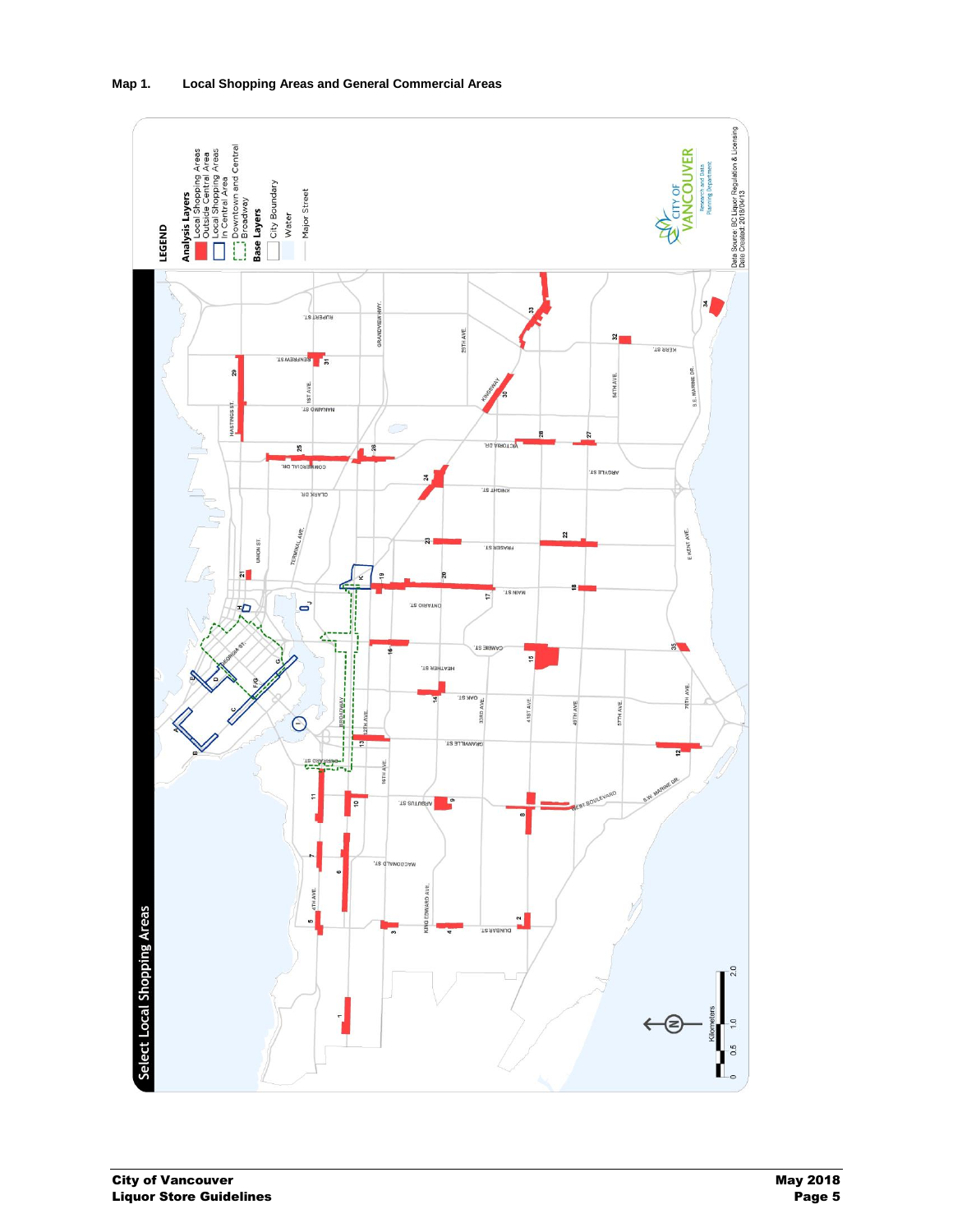**Map 1. Local Shopping Areas and General Commercial Areas**

**Select Local Shopping Areas**

**LEGEND**

**Analysis Layers**

- Local Shopping Areas Outside Central Area
- Local Shopping Areas In Central Area
- Downtown and Central Broadway

**Base Layers**

- City Boundary
- Water
- Major Street

CITY OF VANCOUVER
Research and Data
Planning Department

Data Source: BC Liquor Regulation & Licensing
Date Created: 2018/04/13

Kilometers 0 0.5 1.0 2.0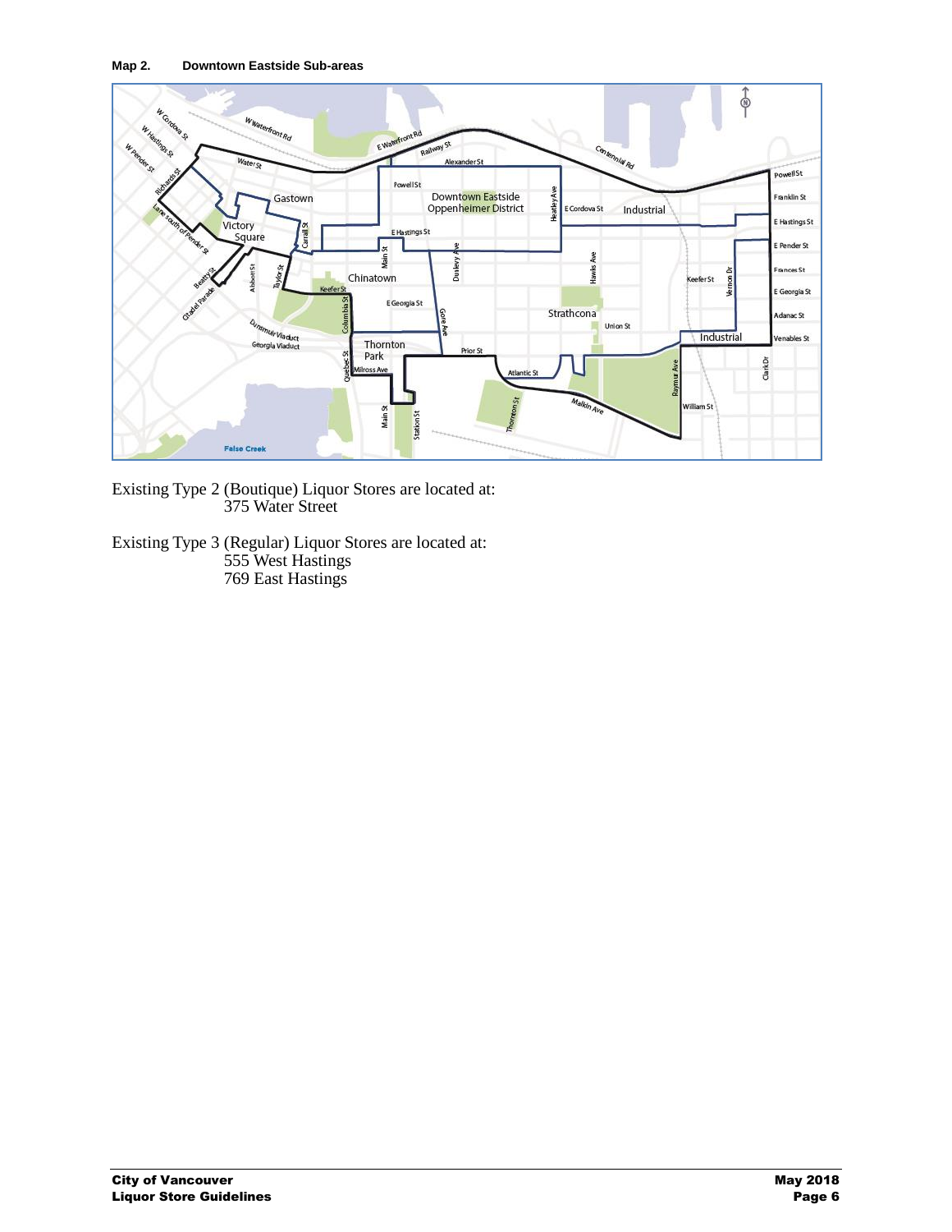**Map 2. Downtown Eastside Sub-areas**

Gastown
Victory Square
Downtown Eastside Oppenheimer District
Industrial
Chinatown
Strathcona
Thornton Park
Industrial
W Cordova St
W Hastings St
W Pender St
Richards St
Lane south of Pender St
Beatty St
Citadel Parade
W Waterfront Rd
E Waterfront Rd
Railway St
Alexander St
Centennial Rd
Water St
Powell St
Heatley Ave
E Cordova St
E Hastings St
Carrall St
Main St
Dunlevy Ave
Hawks Ave
Abbott St
Taylor St
Keefer St
Columbia St
E Georgia St
Gore Ave
Union St
Dunsmuir Viaduct
Georgia Viaduct
Quebec St
Milross Ave
Prior St
Atlantic St
Thornton St
Malkin Ave
Station St
Raymur Ave
William St
Clark Dr
Vernon Dr
Powell St
Franklin St
E Hastings St
E Pender St
Frances St
E Georgia St
Adanac St
Venables St
False Creek

Existing Type 2 (Boutique) Liquor Stores are located at:
375 Water Street

Existing Type 3 (Regular) Liquor Stores are located at:
555 West Hastings
769 East Hastings